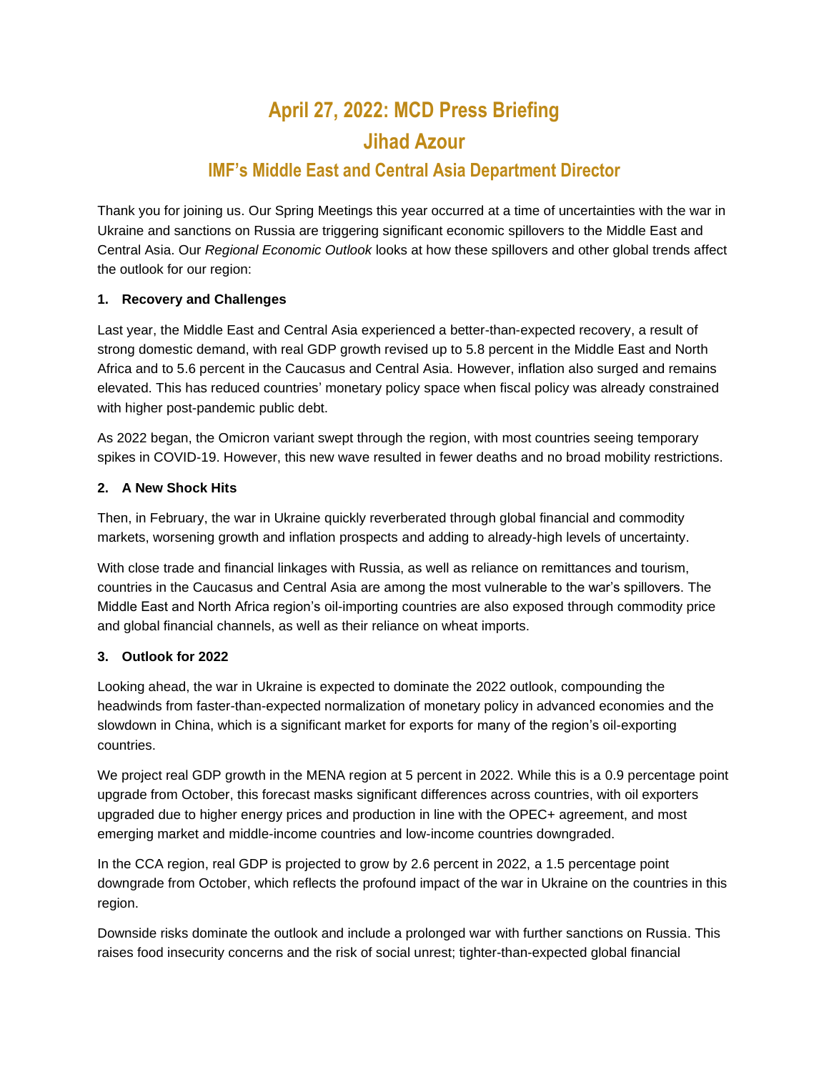# April 27, 2022: MCD Press Briefing

# Jihad Azour

## IMF's Middle East and Central Asia Department Director

Thank you for joining us. Our Spring Meetings this year occurred at a time of uncertainties with the war in Ukraine and sanctions on Russia are triggering significant economic spillovers to the Middle East and Central Asia. Our *Regional Economic Outlook* looks at how these spillovers and other global trends affect the outlook for our region:

**1. Recovery and Challenges**

Last year, the Middle East and Central Asia experienced a better-than-expected recovery, a result of strong domestic demand, with real GDP growth revised up to 5.8 percent in the Middle East and North Africa and to 5.6 percent in the Caucasus and Central Asia. However, inflation also surged and remains elevated. This has reduced countries' monetary policy space when fiscal policy was already constrained with higher post-pandemic public debt.

As 2022 began, the Omicron variant swept through the region, with most countries seeing temporary spikes in COVID-19. However, this new wave resulted in fewer deaths and no broad mobility restrictions.

**2. A New Shock Hits**

Then, in February, the war in Ukraine quickly reverberated through global financial and commodity markets, worsening growth and inflation prospects and adding to already-high levels of uncertainty.

With close trade and financial linkages with Russia, as well as reliance on remittances and tourism, countries in the Caucasus and Central Asia are among the most vulnerable to the war's spillovers. The Middle East and North Africa region's oil-importing countries are also exposed through commodity price and global financial channels, as well as their reliance on wheat imports.

**3. Outlook for 2022**

Looking ahead, the war in Ukraine is expected to dominate the 2022 outlook, compounding the headwinds from faster-than-expected normalization of monetary policy in advanced economies and the slowdown in China, which is a significant market for exports for many of the region's oil-exporting countries.

We project real GDP growth in the MENA region at 5 percent in 2022. While this is a 0.9 percentage point upgrade from October, this forecast masks significant differences across countries, with oil exporters upgraded due to higher energy prices and production in line with the OPEC+ agreement, and most emerging market and middle-income countries and low-income countries downgraded.

In the CCA region, real GDP is projected to grow by 2.6 percent in 2022, a 1.5 percentage point downgrade from October, which reflects the profound impact of the war in Ukraine on the countries in this region.

Downside risks dominate the outlook and include a prolonged war with further sanctions on Russia. This raises food insecurity concerns and the risk of social unrest; tighter-than-expected global financial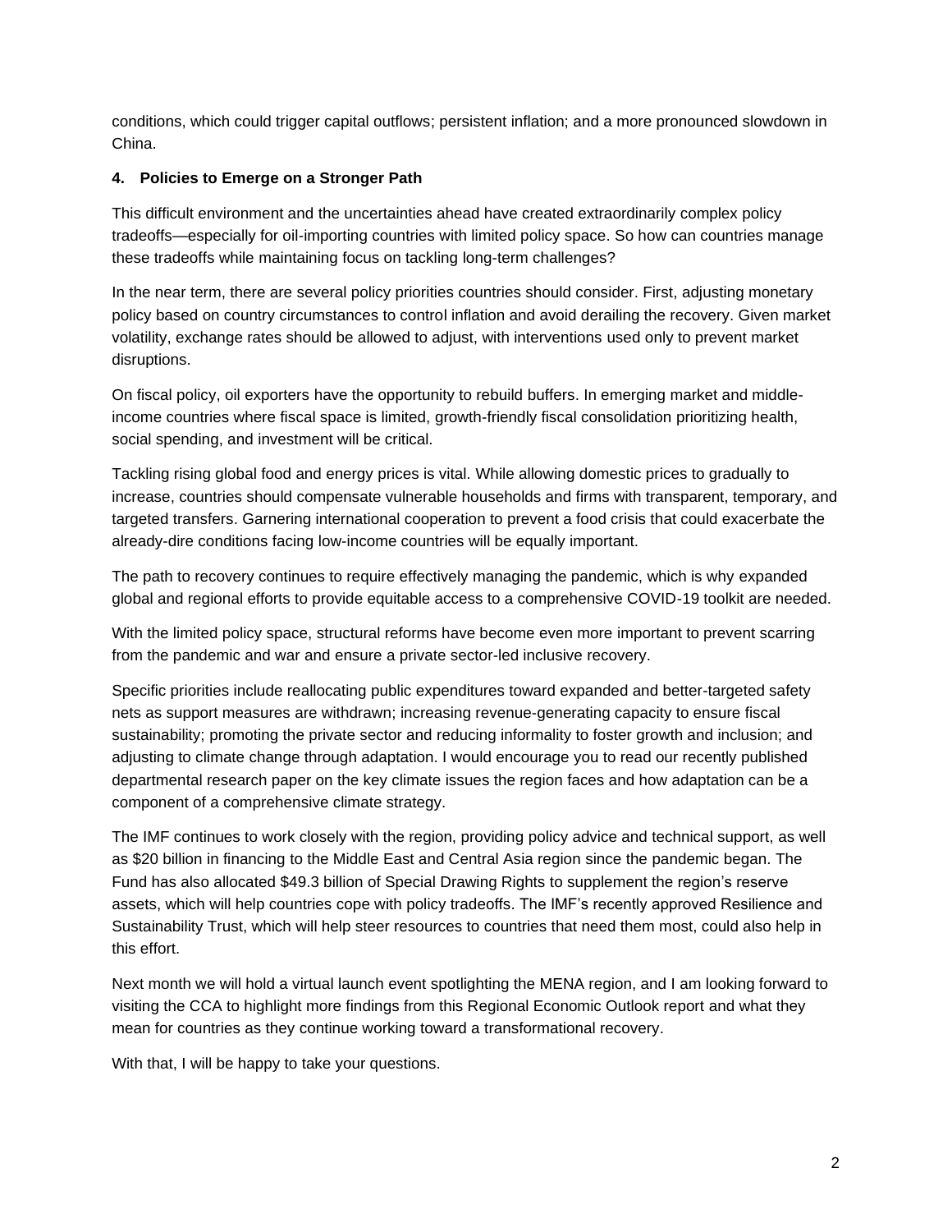conditions, which could trigger capital outflows; persistent inflation; and a more pronounced slowdown in China.

**4. Policies to Emerge on a Stronger Path**

This difficult environment and the uncertainties ahead have created extraordinarily complex policy tradeoffs—especially for oil-importing countries with limited policy space. So how can countries manage these tradeoffs while maintaining focus on tackling long-term challenges?

In the near term, there are several policy priorities countries should consider. First, adjusting monetary policy based on country circumstances to control inflation and avoid derailing the recovery. Given market volatility, exchange rates should be allowed to adjust, with interventions used only to prevent market disruptions.

On fiscal policy, oil exporters have the opportunity to rebuild buffers. In emerging market and middle-income countries where fiscal space is limited, growth-friendly fiscal consolidation prioritizing health, social spending, and investment will be critical.

Tackling rising global food and energy prices is vital. While allowing domestic prices to gradually to increase, countries should compensate vulnerable households and firms with transparent, temporary, and targeted transfers. Garnering international cooperation to prevent a food crisis that could exacerbate the already-dire conditions facing low-income countries will be equally important.

The path to recovery continues to require effectively managing the pandemic, which is why expanded global and regional efforts to provide equitable access to a comprehensive COVID-19 toolkit are needed.

With the limited policy space, structural reforms have become even more important to prevent scarring from the pandemic and war and ensure a private sector-led inclusive recovery.

Specific priorities include reallocating public expenditures toward expanded and better-targeted safety nets as support measures are withdrawn; increasing revenue-generating capacity to ensure fiscal sustainability; promoting the private sector and reducing informality to foster growth and inclusion; and adjusting to climate change through adaptation. I would encourage you to read our recently published departmental research paper on the key climate issues the region faces and how adaptation can be a component of a comprehensive climate strategy.

The IMF continues to work closely with the region, providing policy advice and technical support, as well as $20 billion in financing to the Middle East and Central Asia region since the pandemic began. The Fund has also allocated $49.3 billion of Special Drawing Rights to supplement the region's reserve assets, which will help countries cope with policy tradeoffs. The IMF's recently approved Resilience and Sustainability Trust, which will help steer resources to countries that need them most, could also help in this effort.

Next month we will hold a virtual launch event spotlighting the MENA region, and I am looking forward to visiting the CCA to highlight more findings from this Regional Economic Outlook report and what they mean for countries as they continue working toward a transformational recovery.

With that, I will be happy to take your questions.